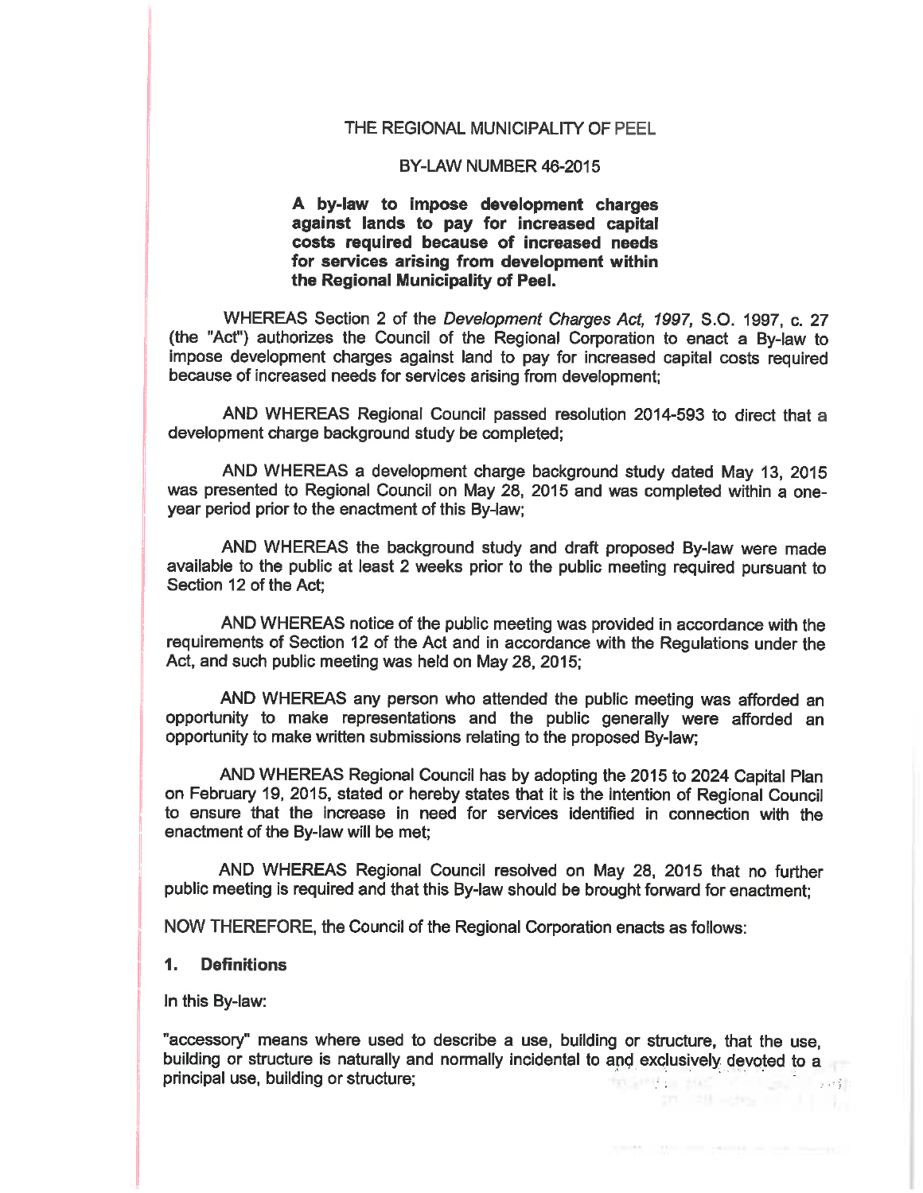# THE REGIONAL MUNICIPALITY OF PEEL

## BY-LAW NUMBER 46-2015

**A by-law to impose development charges against lands to pay for increased capital costs required because of increased needs for services arising from development within the Regional Municipality of Peel.**

WHEREAS Section 2 of the *Development Charges Act, 1997,* S.O. 1997, c. 27 (the "Act") authorizes the Council of the Regional Corporation to enact a By-law to impose development charges against land to pay for increased capital costs required because of increased needs for services arising from development;

AND WHEREAS Regional Council passed resolution 2014-593 to direct that a development charge background study be completed;

AND WHEREAS a development charge background study dated May 13, 2015 was presented to Regional Council on May 28, 2015 and was completed within a one-year period prior to the enactment of this By-law;

AND WHEREAS the background study and draft proposed By-law were made available to the public at least 2 weeks prior to the public meeting required pursuant to Section 12 of the Act;

AND WHEREAS notice of the public meeting was provided in accordance with the requirements of Section 12 of the Act and in accordance with the Regulations under the Act, and such public meeting was held on May 28, 2015;

AND WHEREAS any person who attended the public meeting was afforded an opportunity to make representations and the public generally were afforded an opportunity to make written submissions relating to the proposed By-law;

AND WHEREAS Regional Council has by adopting the 2015 to 2024 Capital Plan on February 19, 2015, stated or hereby states that it is the intention of Regional Council to ensure that the increase in need for services identified in connection with the enactment of the By-law will be met;

AND WHEREAS Regional Council resolved on May 28, 2015 that no further public meeting is required and that this By-law should be brought forward for enactment;

NOW THEREFORE, the Council of the Regional Corporation enacts as follows:

### 1. Definitions

In this By-law:

"accessory" means where used to describe a use, building or structure, that the use, building or structure is naturally and normally incidental to and exclusively devoted to a principal use, building or structure;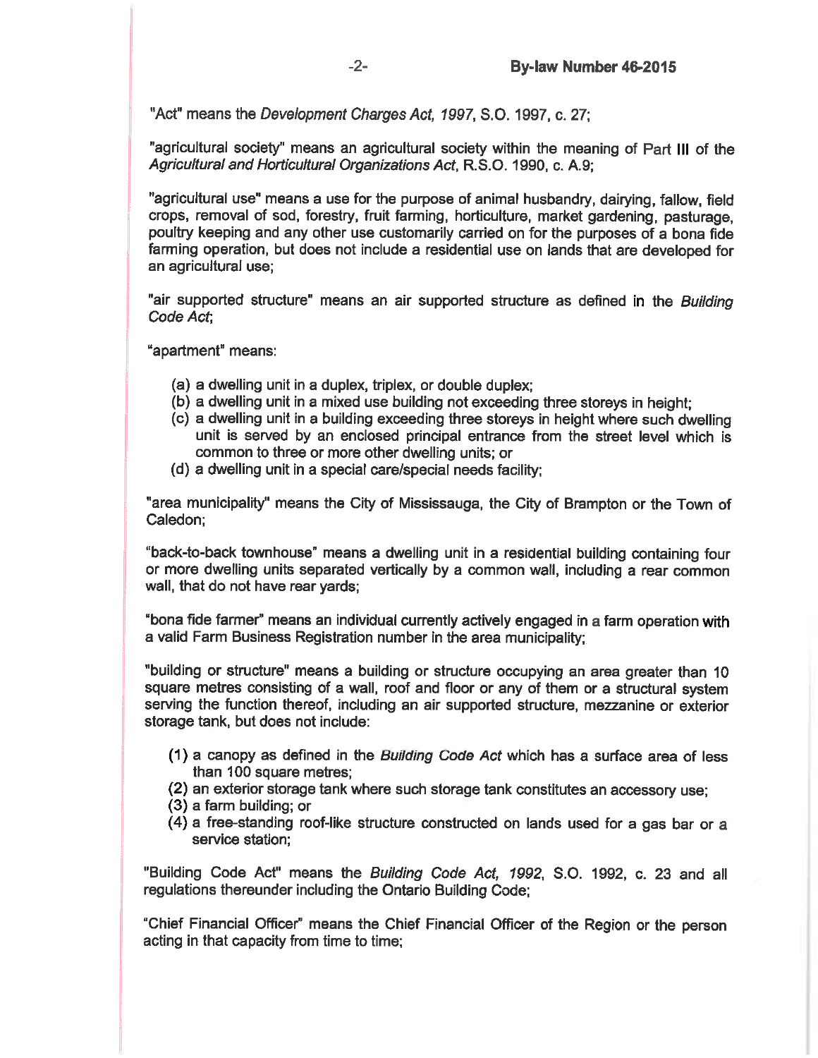"Act" means the *Development Charges Act, 1997*, S.O. 1997, c. 27;

"agricultural society" means an agricultural society within the meaning of Part III of the *Agricultural and Horticultural Organizations Act*, R.S.O. 1990, c. A.9;

"agricultural use" means a use for the purpose of animal husbandry, dairying, fallow, field crops, removal of sod, forestry, fruit farming, horticulture, market gardening, pasturage, poultry keeping and any other use customarily carried on for the purposes of a bona fide farming operation, but does not include a residential use on lands that are developed for an agricultural use;

"air supported structure" means an air supported structure as defined in the *Building Code Act*;

"apartment" means:

(a) a dwelling unit in a duplex, triplex, or double duplex;
(b) a dwelling unit in a mixed use building not exceeding three storeys in height;
(c) a dwelling unit in a building exceeding three storeys in height where such dwelling unit is served by an enclosed principal entrance from the street level which is common to three or more other dwelling units; or
(d) a dwelling unit in a special care/special needs facility;

"area municipality" means the City of Mississauga, the City of Brampton or the Town of Caledon;

"back-to-back townhouse" means a dwelling unit in a residential building containing four or more dwelling units separated vertically by a common wall, including a rear common wall, that do not have rear yards;

"bona fide farmer" means an individual currently actively engaged in a farm operation with a valid Farm Business Registration number in the area municipality;

"building or structure" means a building or structure occupying an area greater than 10 square metres consisting of a wall, roof and floor or any of them or a structural system serving the function thereof, including an air supported structure, mezzanine or exterior storage tank, but does not include:

(1) a canopy as defined in the *Building Code Act* which has a surface area of less than 100 square metres;
(2) an exterior storage tank where such storage tank constitutes an accessory use;
(3) a farm building; or
(4) a free-standing roof-like structure constructed on lands used for a gas bar or a service station;

"Building Code Act" means the *Building Code Act, 1992*, S.O. 1992, c. 23 and all regulations thereunder including the Ontario Building Code;

"Chief Financial Officer" means the Chief Financial Officer of the Region or the person acting in that capacity from time to time;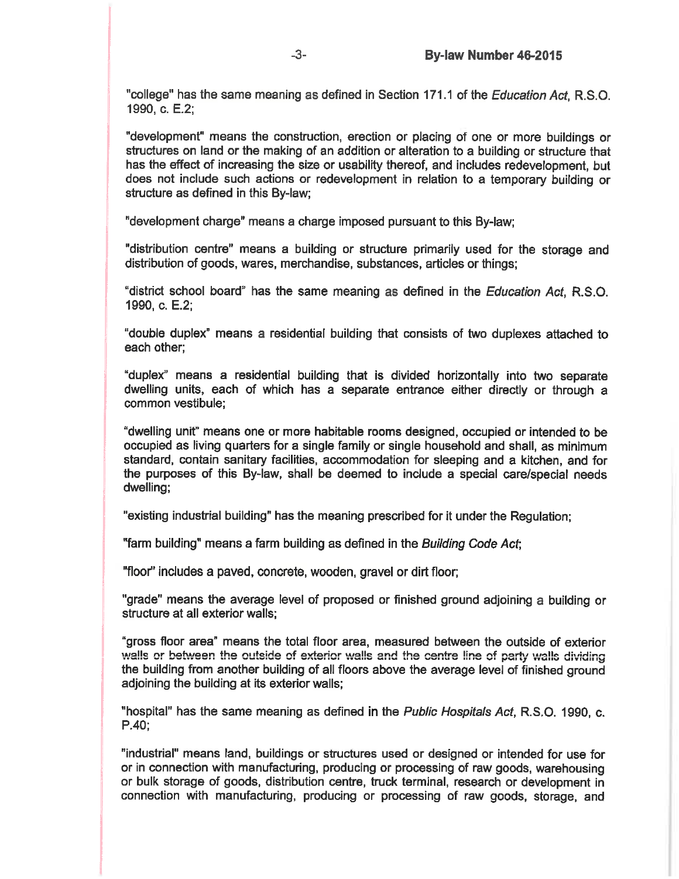"college" has the same meaning as defined in Section 171.1 of the *Education Act*, R.S.O. 1990, c. E.2;

"development" means the construction, erection or placing of one or more buildings or structures on land or the making of an addition or alteration to a building or structure that has the effect of increasing the size or usability thereof, and includes redevelopment, but does not include such actions or redevelopment in relation to a temporary building or structure as defined in this By-law;

"development charge" means a charge imposed pursuant to this By-law;

"distribution centre" means a building or structure primarily used for the storage and distribution of goods, wares, merchandise, substances, articles or things;

"district school board" has the same meaning as defined in the *Education Act*, R.S.O. 1990, c. E.2;

"double duplex" means a residential building that consists of two duplexes attached to each other;

"duplex" means a residential building that is divided horizontally into two separate dwelling units, each of which has a separate entrance either directly or through a common vestibule;

"dwelling unit" means one or more habitable rooms designed, occupied or intended to be occupied as living quarters for a single family or single household and shall, as minimum standard, contain sanitary facilities, accommodation for sleeping and a kitchen, and for the purposes of this By-law, shall be deemed to include a special care/special needs dwelling;

"existing industrial building" has the meaning prescribed for it under the Regulation;

"farm building" means a farm building as defined in the *Building Code Act*;

"floor" includes a paved, concrete, wooden, gravel or dirt floor;

"grade" means the average level of proposed or finished ground adjoining a building or structure at all exterior walls;

"gross floor area" means the total floor area, measured between the outside of exterior walls or between the outside of exterior walls and the centre line of party walls dividing the building from another building of all floors above the average level of finished ground adjoining the building at its exterior walls;

"hospital" has the same meaning as defined in the *Public Hospitals Act*, R.S.O. 1990, c. P.40;

"industrial" means land, buildings or structures used or designed or intended for use for or in connection with manufacturing, producing or processing of raw goods, warehousing or bulk storage of goods, distribution centre, truck terminal, research or development in connection with manufacturing, producing or processing of raw goods, storage, and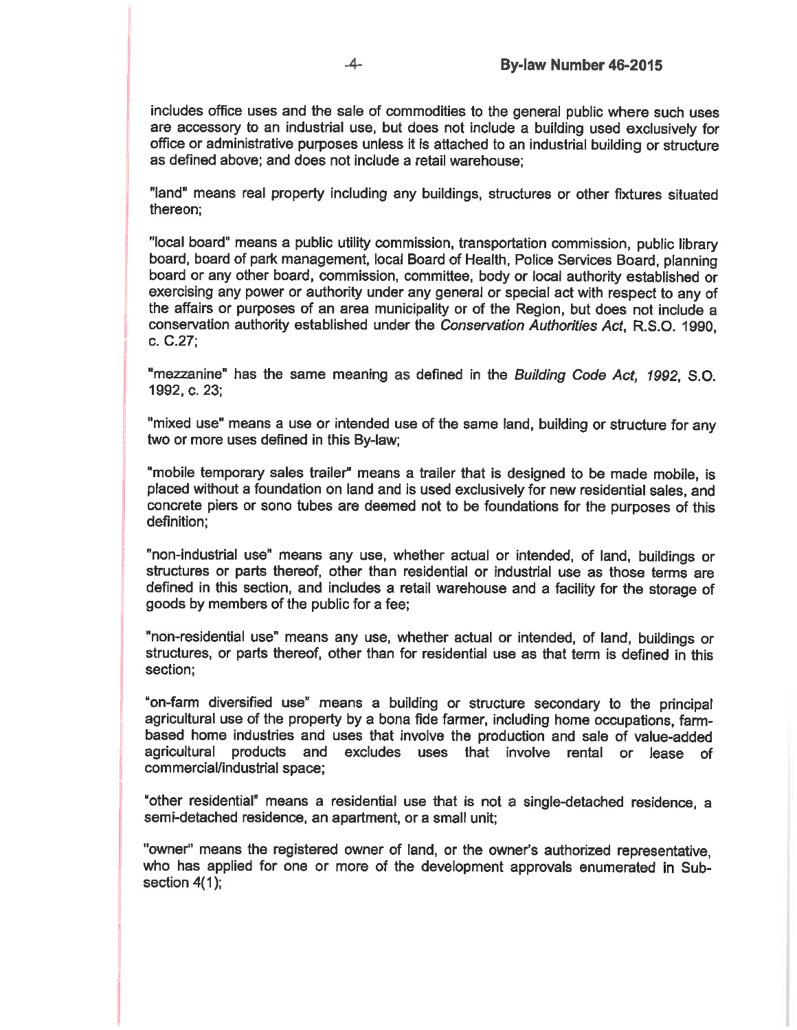includes office uses and the sale of commodities to the general public where such uses are accessory to an industrial use, but does not include a building used exclusively for office or administrative purposes unless it is attached to an industrial building or structure as defined above; and does not include a retail warehouse;

"land" means real property including any buildings, structures or other fixtures situated thereon;

"local board" means a public utility commission, transportation commission, public library board, board of park management, local Board of Health, Police Services Board, planning board or any other board, commission, committee, body or local authority established or exercising any power or authority under any general or special act with respect to any of the affairs or purposes of an area municipality or of the Region, but does not include a conservation authority established under the *Conservation Authorities Act*, R.S.O. 1990, c. C.27;

"mezzanine" has the same meaning as defined in the *Building Code Act, 1992*, S.O. 1992, c. 23;

"mixed use" means a use or intended use of the same land, building or structure for any two or more uses defined in this By-law;

"mobile temporary sales trailer" means a trailer that is designed to be made mobile, is placed without a foundation on land and is used exclusively for new residential sales, and concrete piers or sono tubes are deemed not to be foundations for the purposes of this definition;

"non-industrial use" means any use, whether actual or intended, of land, buildings or structures or parts thereof, other than residential or industrial use as those terms are defined in this section, and includes a retail warehouse and a facility for the storage of goods by members of the public for a fee;

"non-residential use" means any use, whether actual or intended, of land, buildings or structures, or parts thereof, other than for residential use as that term is defined in this section;

"on-farm diversified use" means a building or structure secondary to the principal agricultural use of the property by a bona fide farmer, including home occupations, farm-based home industries and uses that involve the production and sale of value-added agricultural products and excludes uses that involve rental or lease of commercial/industrial space;

"other residential" means a residential use that is not a single-detached residence, a semi-detached residence, an apartment, or a small unit;

"owner" means the registered owner of land, or the owner's authorized representative, who has applied for one or more of the development approvals enumerated in Sub-section 4(1);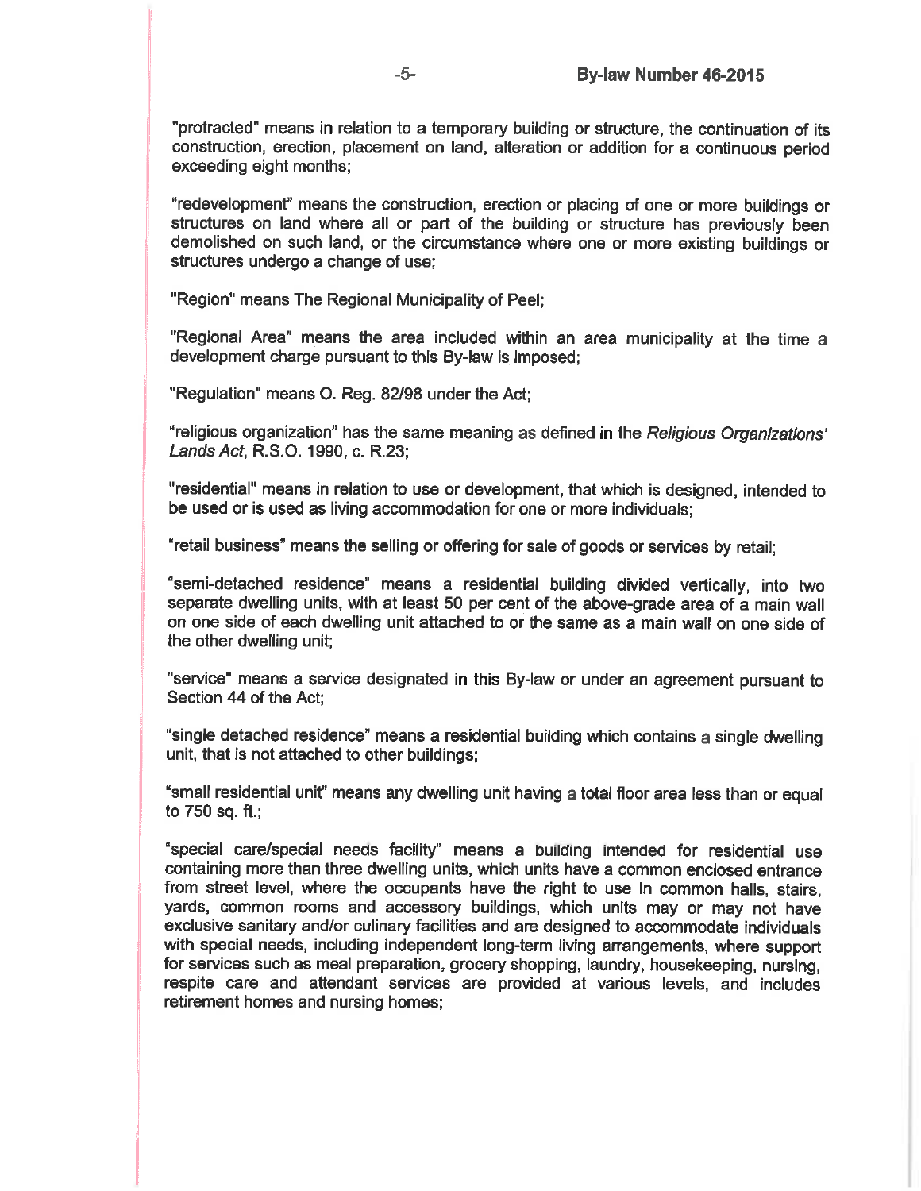"protracted" means in relation to a temporary building or structure, the continuation of its construction, erection, placement on land, alteration or addition for a continuous period exceeding eight months;

"redevelopment" means the construction, erection or placing of one or more buildings or structures on land where all or part of the building or structure has previously been demolished on such land, or the circumstance where one or more existing buildings or structures undergo a change of use;

"Region" means The Regional Municipality of Peel;

"Regional Area" means the area included within an area municipality at the time a development charge pursuant to this By-law is imposed;

"Regulation" means O. Reg. 82/98 under the Act;

"religious organization" has the same meaning as defined in the *Religious Organizations' Lands Act*, R.S.O. 1990, c. R.23;

"residential" means in relation to use or development, that which is designed, intended to be used or is used as living accommodation for one or more individuals;

"retail business" means the selling or offering for sale of goods or services by retail;

"semi-detached residence" means a residential building divided vertically, into two separate dwelling units, with at least 50 per cent of the above-grade area of a main wall on one side of each dwelling unit attached to or the same as a main wall on one side of the other dwelling unit;

"service" means a service designated in this By-law or under an agreement pursuant to Section 44 of the Act;

"single detached residence" means a residential building which contains a single dwelling unit, that is not attached to other buildings;

"small residential unit" means any dwelling unit having a total floor area less than or equal to 750 sq. ft.;

"special care/special needs facility" means a building intended for residential use containing more than three dwelling units, which units have a common enclosed entrance from street level, where the occupants have the right to use in common halls, stairs, yards, common rooms and accessory buildings, which units may or may not have exclusive sanitary and/or culinary facilities and are designed to accommodate individuals with special needs, including independent long-term living arrangements, where support for services such as meal preparation, grocery shopping, laundry, housekeeping, nursing, respite care and attendant services are provided at various levels, and includes retirement homes and nursing homes;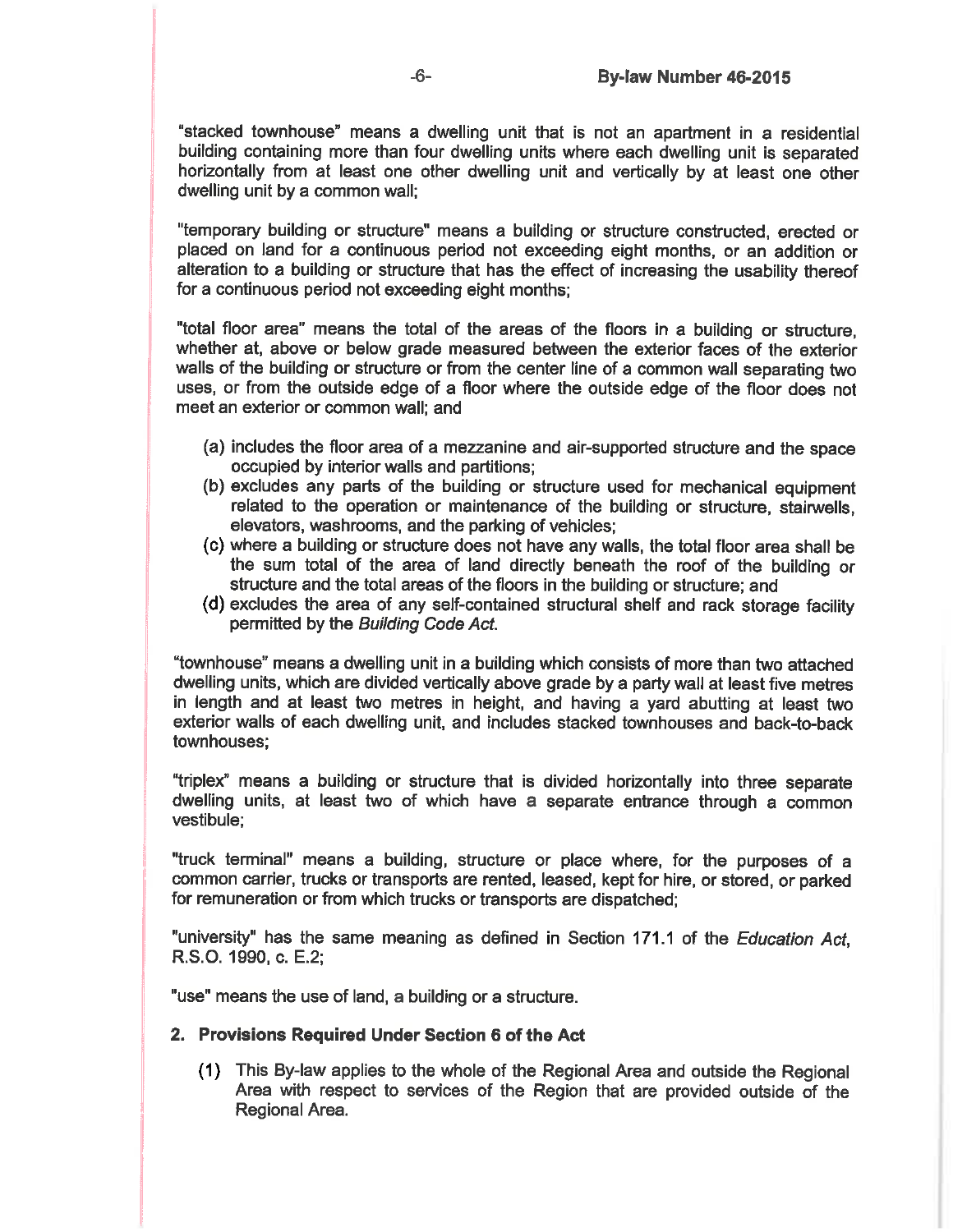"stacked townhouse" means a dwelling unit that is not an apartment in a residential building containing more than four dwelling units where each dwelling unit is separated horizontally from at least one other dwelling unit and vertically by at least one other dwelling unit by a common wall;

"temporary building or structure" means a building or structure constructed, erected or placed on land for a continuous period not exceeding eight months, or an addition or alteration to a building or structure that has the effect of increasing the usability thereof for a continuous period not exceeding eight months;

"total floor area" means the total of the areas of the floors in a building or structure, whether at, above or below grade measured between the exterior faces of the exterior walls of the building or structure or from the center line of a common wall separating two uses, or from the outside edge of a floor where the outside edge of the floor does not meet an exterior or common wall; and

(a) includes the floor area of a mezzanine and air-supported structure and the space occupied by interior walls and partitions;
(b) excludes any parts of the building or structure used for mechanical equipment related to the operation or maintenance of the building or structure, stairwells, elevators, washrooms, and the parking of vehicles;
(c) where a building or structure does not have any walls, the total floor area shall be the sum total of the area of land directly beneath the roof of the building or structure and the total areas of the floors in the building or structure; and
(d) excludes the area of any self-contained structural shelf and rack storage facility permitted by the *Building Code Act*.

"townhouse" means a dwelling unit in a building which consists of more than two attached dwelling units, which are divided vertically above grade by a party wall at least five metres in length and at least two metres in height, and having a yard abutting at least two exterior walls of each dwelling unit, and includes stacked townhouses and back-to-back townhouses;

"triplex" means a building or structure that is divided horizontally into three separate dwelling units, at least two of which have a separate entrance through a common vestibule;

"truck terminal" means a building, structure or place where, for the purposes of a common carrier, trucks or transports are rented, leased, kept for hire, or stored, or parked for remuneration or from which trucks or transports are dispatched;

"university" has the same meaning as defined in Section 171.1 of the *Education Act*, R.S.O. 1990, c. E.2;

"use" means the use of land, a building or a structure.

## 2. Provisions Required Under Section 6 of the Act

(1) This By-law applies to the whole of the Regional Area and outside the Regional Area with respect to services of the Region that are provided outside of the Regional Area.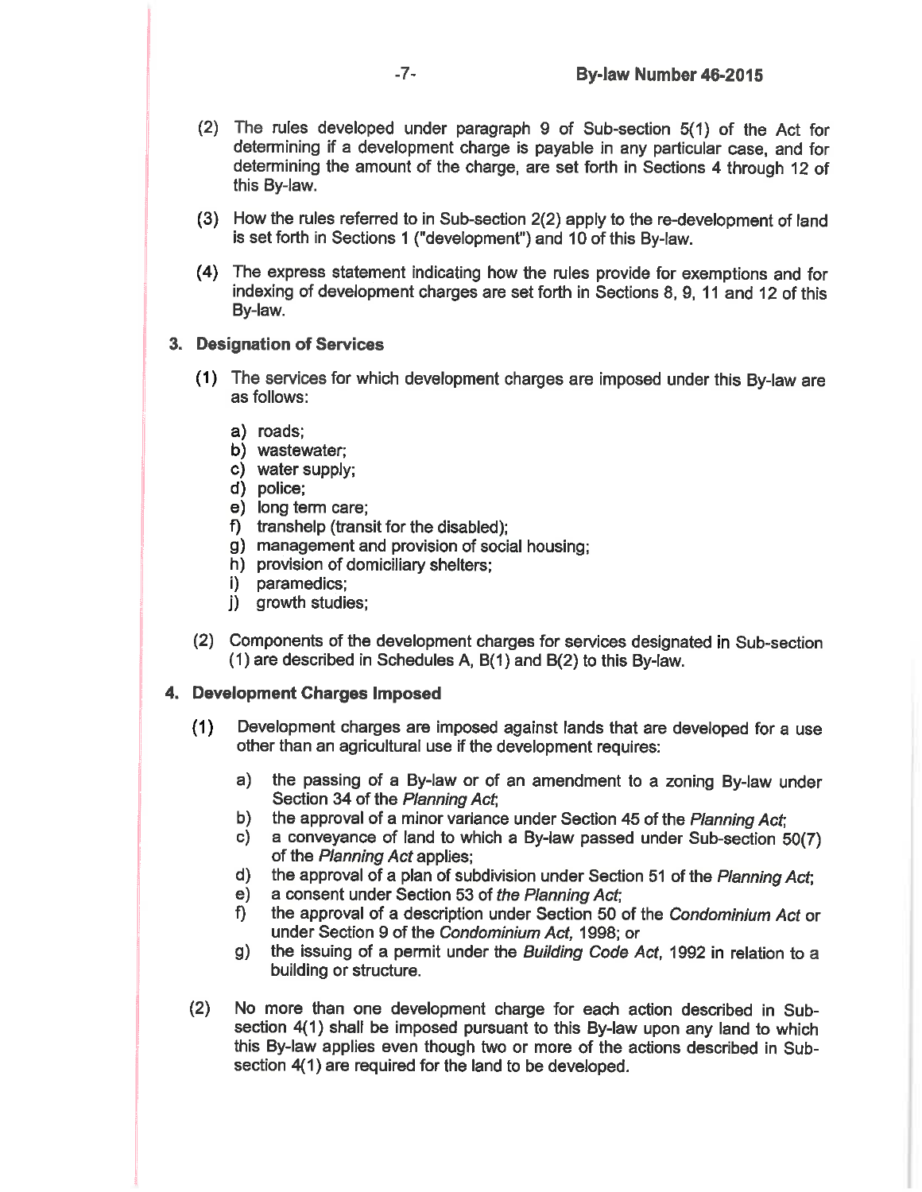(2) The rules developed under paragraph 9 of Sub-section 5(1) of the Act for determining if a development charge is payable in any particular case, and for determining the amount of the charge, are set forth in Sections 4 through 12 of this By-law.

(3) How the rules referred to in Sub-section 2(2) apply to the re-development of land is set forth in Sections 1 ("development") and 10 of this By-law.

(4) The express statement indicating how the rules provide for exemptions and for indexing of development charges are set forth in Sections 8, 9, 11 and 12 of this By-law.

## 3. Designation of Services

(1) The services for which development charges are imposed under this By-law are as follows:

   a) roads;
   b) wastewater;
   c) water supply;
   d) police;
   e) long term care;
   f) transhelp (transit for the disabled);
   g) management and provision of social housing;
   h) provision of domiciliary shelters;
   i) paramedics;
   j) growth studies;

(2) Components of the development charges for services designated in Sub-section (1) are described in Schedules A, B(1) and B(2) to this By-law.

## 4. Development Charges Imposed

(1) Development charges are imposed against lands that are developed for a use other than an agricultural use if the development requires:

   a) the passing of a By-law or of an amendment to a zoning By-law under Section 34 of the *Planning Act*;
   b) the approval of a minor variance under Section 45 of the *Planning Act*;
   c) a conveyance of land to which a By-law passed under Sub-section 50(7) of the *Planning Act* applies;
   d) the approval of a plan of subdivision under Section 51 of the *Planning Act*;
   e) a consent under Section 53 of *the Planning Act*;
   f) the approval of a description under Section 50 of the *Condominium Act* or under Section 9 of the *Condominium Act*, 1998; or
   g) the issuing of a permit under the *Building Code Act*, 1992 in relation to a building or structure.

(2) No more than one development charge for each action described in Sub-section 4(1) shall be imposed pursuant to this By-law upon any land to which this By-law applies even though two or more of the actions described in Sub-section 4(1) are required for the land to be developed.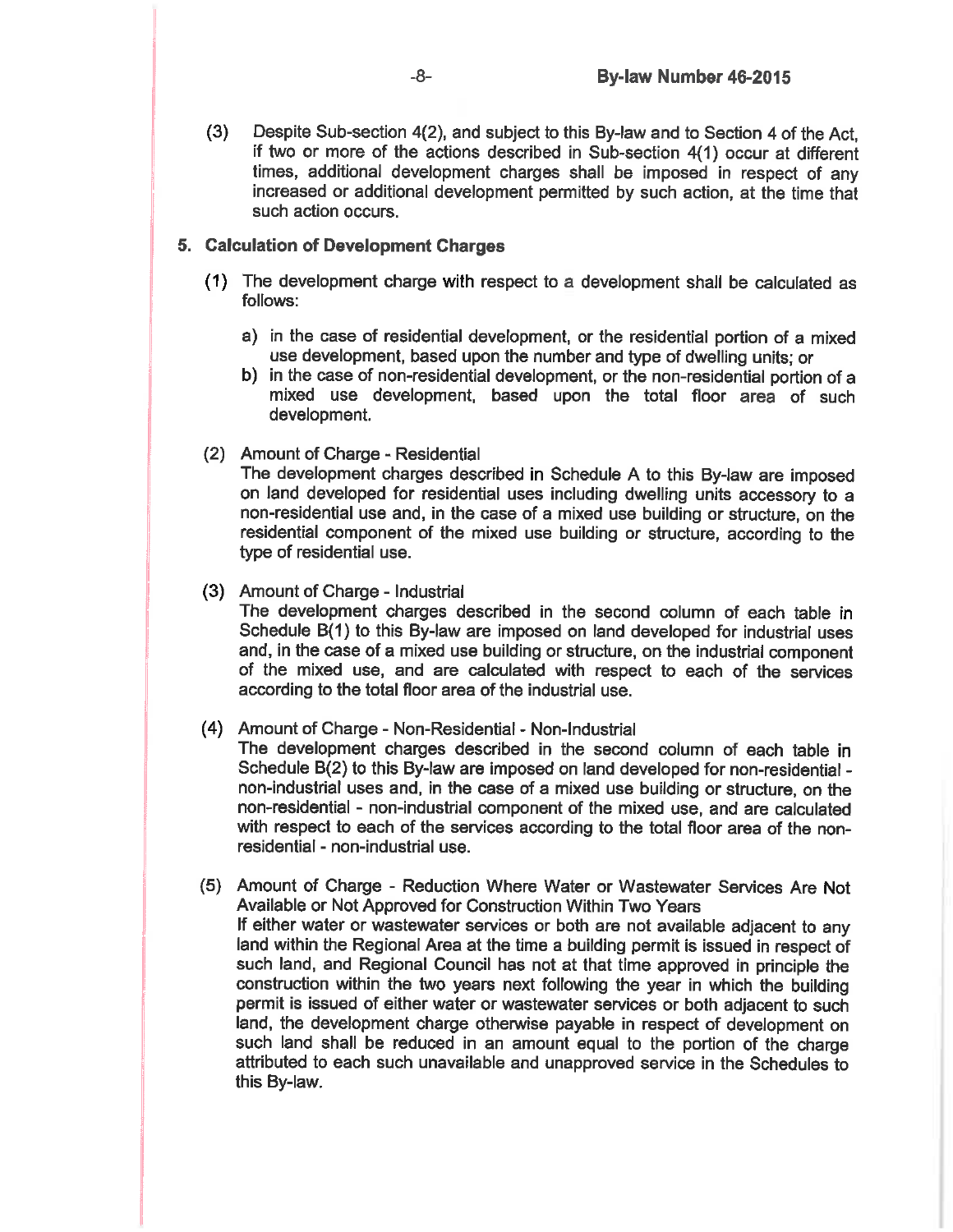(3) Despite Sub-section 4(2), and subject to this By-law and to Section 4 of the Act, if two or more of the actions described in Sub-section 4(1) occur at different times, additional development charges shall be imposed in respect of any increased or additional development permitted by such action, at the time that such action occurs.

## 5. Calculation of Development Charges

(1) The development charge with respect to a development shall be calculated as follows:

a) in the case of residential development, or the residential portion of a mixed use development, based upon the number and type of dwelling units; or

b) in the case of non-residential development, or the non-residential portion of a mixed use development, based upon the total floor area of such development.

(2) Amount of Charge - Residential

The development charges described in Schedule A to this By-law are imposed on land developed for residential uses including dwelling units accessory to a non-residential use and, in the case of a mixed use building or structure, on the residential component of the mixed use building or structure, according to the type of residential use.

(3) Amount of Charge - Industrial

The development charges described in the second column of each table in Schedule B(1) to this By-law are imposed on land developed for industrial uses and, in the case of a mixed use building or structure, on the industrial component of the mixed use, and are calculated with respect to each of the services according to the total floor area of the industrial use.

(4) Amount of Charge - Non-Residential - Non-Industrial

The development charges described in the second column of each table in Schedule B(2) to this By-law are imposed on land developed for non-residential - non-industrial uses and, in the case of a mixed use building or structure, on the non-residential - non-industrial component of the mixed use, and are calculated with respect to each of the services according to the total floor area of the non-residential - non-industrial use.

(5) Amount of Charge - Reduction Where Water or Wastewater Services Are Not Available or Not Approved for Construction Within Two Years

If either water or wastewater services or both are not available adjacent to any land within the Regional Area at the time a building permit is issued in respect of such land, and Regional Council has not at that time approved in principle the construction within the two years next following the year in which the building permit is issued of either water or wastewater services or both adjacent to such land, the development charge otherwise payable in respect of development on such land shall be reduced in an amount equal to the portion of the charge attributed to each such unavailable and unapproved service in the Schedules to this By-law.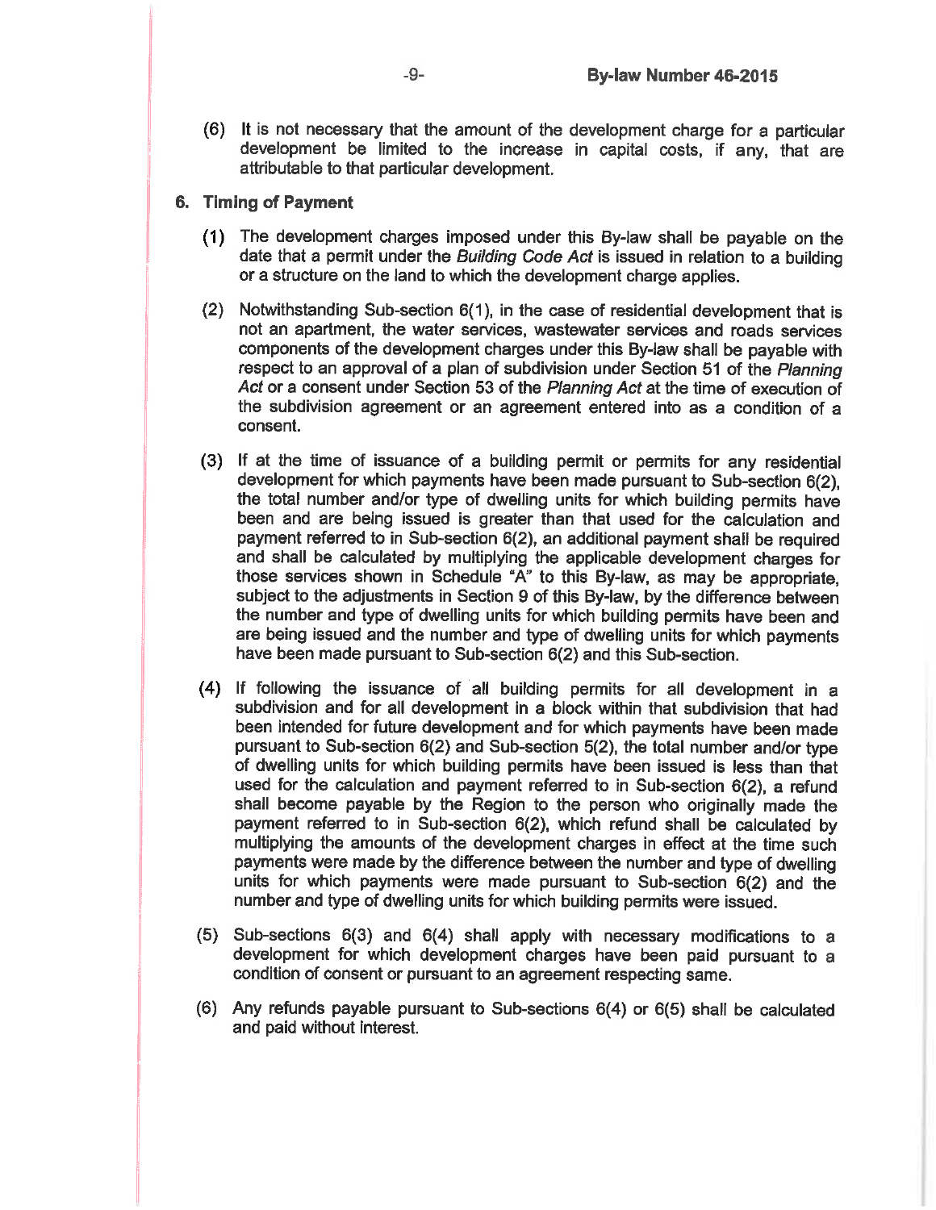(6) It is not necessary that the amount of the development charge for a particular development be limited to the increase in capital costs, if any, that are attributable to that particular development.

**6. Timing of Payment**

(1) The development charges imposed under this By-law shall be payable on the date that a permit under the *Building Code Act* is issued in relation to a building or a structure on the land to which the development charge applies.

(2) Notwithstanding Sub-section 6(1), in the case of residential development that is not an apartment, the water services, wastewater services and roads services components of the development charges under this By-law shall be payable with respect to an approval of a plan of subdivision under Section 51 of the *Planning Act* or a consent under Section 53 of the *Planning Act* at the time of execution of the subdivision agreement or an agreement entered into as a condition of a consent.

(3) If at the time of issuance of a building permit or permits for any residential development for which payments have been made pursuant to Sub-section 6(2), the total number and/or type of dwelling units for which building permits have been and are being issued is greater than that used for the calculation and payment referred to in Sub-section 6(2), an additional payment shall be required and shall be calculated by multiplying the applicable development charges for those services shown in Schedule "A" to this By-law, as may be appropriate, subject to the adjustments in Section 9 of this By-law, by the difference between the number and type of dwelling units for which building permits have been and are being issued and the number and type of dwelling units for which payments have been made pursuant to Sub-section 6(2) and this Sub-section.

(4) If following the issuance of all building permits for all development in a subdivision and for all development in a block within that subdivision that had been intended for future development and for which payments have been made pursuant to Sub-section 6(2) and Sub-section 5(2), the total number and/or type of dwelling units for which building permits have been issued is less than that used for the calculation and payment referred to in Sub-section 6(2), a refund shall become payable by the Region to the person who originally made the payment referred to in Sub-section 6(2), which refund shall be calculated by multiplying the amounts of the development charges in effect at the time such payments were made by the difference between the number and type of dwelling units for which payments were made pursuant to Sub-section 6(2) and the number and type of dwelling units for which building permits were issued.

(5) Sub-sections 6(3) and 6(4) shall apply with necessary modifications to a development for which development charges have been paid pursuant to a condition of consent or pursuant to an agreement respecting same.

(6) Any refunds payable pursuant to Sub-sections 6(4) or 6(5) shall be calculated and paid without interest.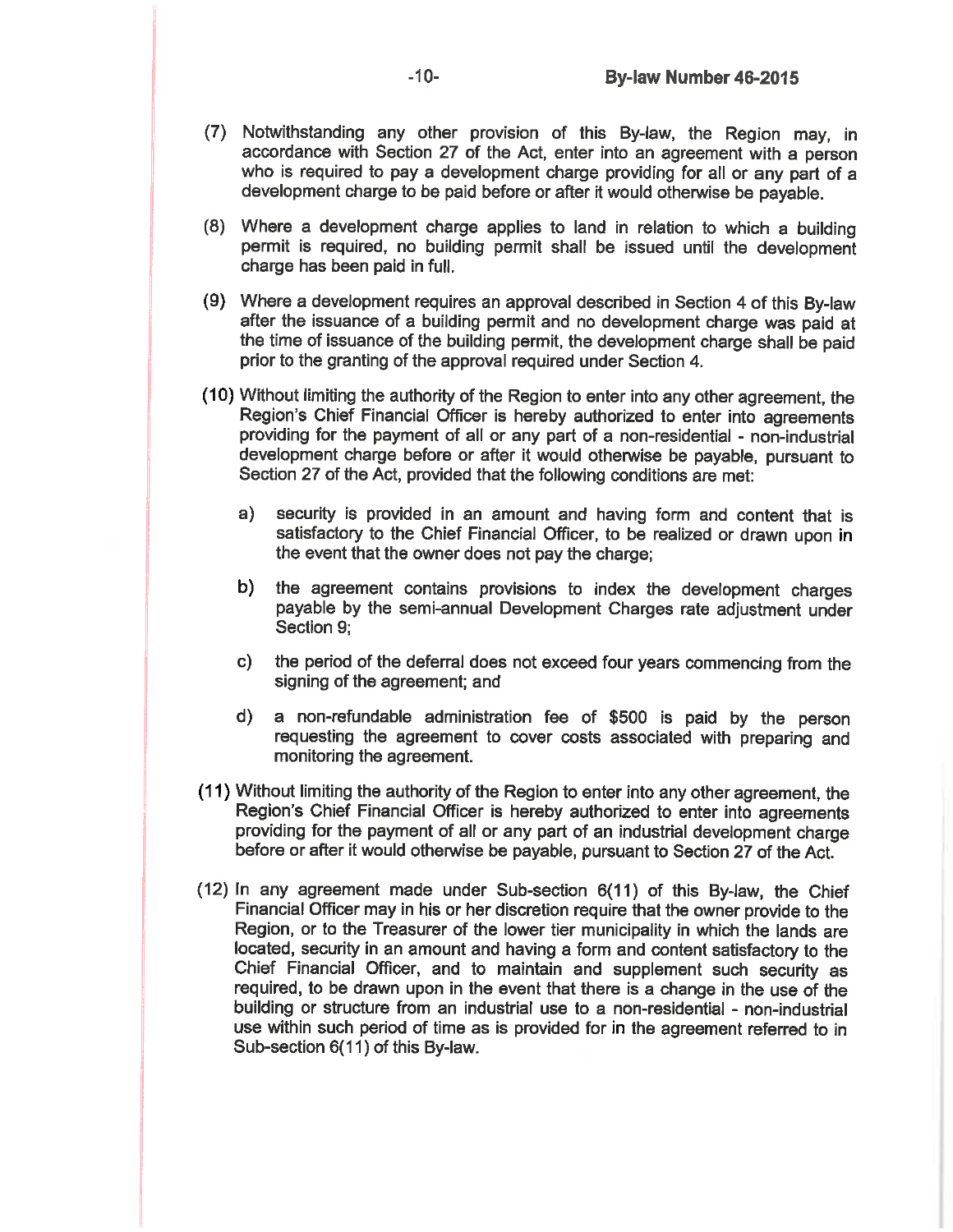(7) Notwithstanding any other provision of this By-law, the Region may, in accordance with Section 27 of the Act, enter into an agreement with a person who is required to pay a development charge providing for all or any part of a development charge to be paid before or after it would otherwise be payable.

(8) Where a development charge applies to land in relation to which a building permit is required, no building permit shall be issued until the development charge has been paid in full.

(9) Where a development requires an approval described in Section 4 of this By-law after the issuance of a building permit and no development charge was paid at the time of issuance of the building permit, the development charge shall be paid prior to the granting of the approval required under Section 4.

(10) Without limiting the authority of the Region to enter into any other agreement, the Region's Chief Financial Officer is hereby authorized to enter into agreements providing for the payment of all or any part of a non-residential - non-industrial development charge before or after it would otherwise be payable, pursuant to Section 27 of the Act, provided that the following conditions are met:

   a) security is provided in an amount and having form and content that is satisfactory to the Chief Financial Officer, to be realized or drawn upon in the event that the owner does not pay the charge;

   b) the agreement contains provisions to index the development charges payable by the semi-annual Development Charges rate adjustment under Section 9;

   c) the period of the deferral does not exceed four years commencing from the signing of the agreement; and

   d) a non-refundable administration fee of $500 is paid by the person requesting the agreement to cover costs associated with preparing and monitoring the agreement.

(11) Without limiting the authority of the Region to enter into any other agreement, the Region's Chief Financial Officer is hereby authorized to enter into agreements providing for the payment of all or any part of an industrial development charge before or after it would otherwise be payable, pursuant to Section 27 of the Act.

(12) In any agreement made under Sub-section 6(11) of this By-law, the Chief Financial Officer may in his or her discretion require that the owner provide to the Region, or to the Treasurer of the lower tier municipality in which the lands are located, security in an amount and having a form and content satisfactory to the Chief Financial Officer, and to maintain and supplement such security as required, to be drawn upon in the event that there is a change in the use of the building or structure from an industrial use to a non-residential - non-industrial use within such period of time as is provided for in the agreement referred to in Sub-section 6(11) of this By-law.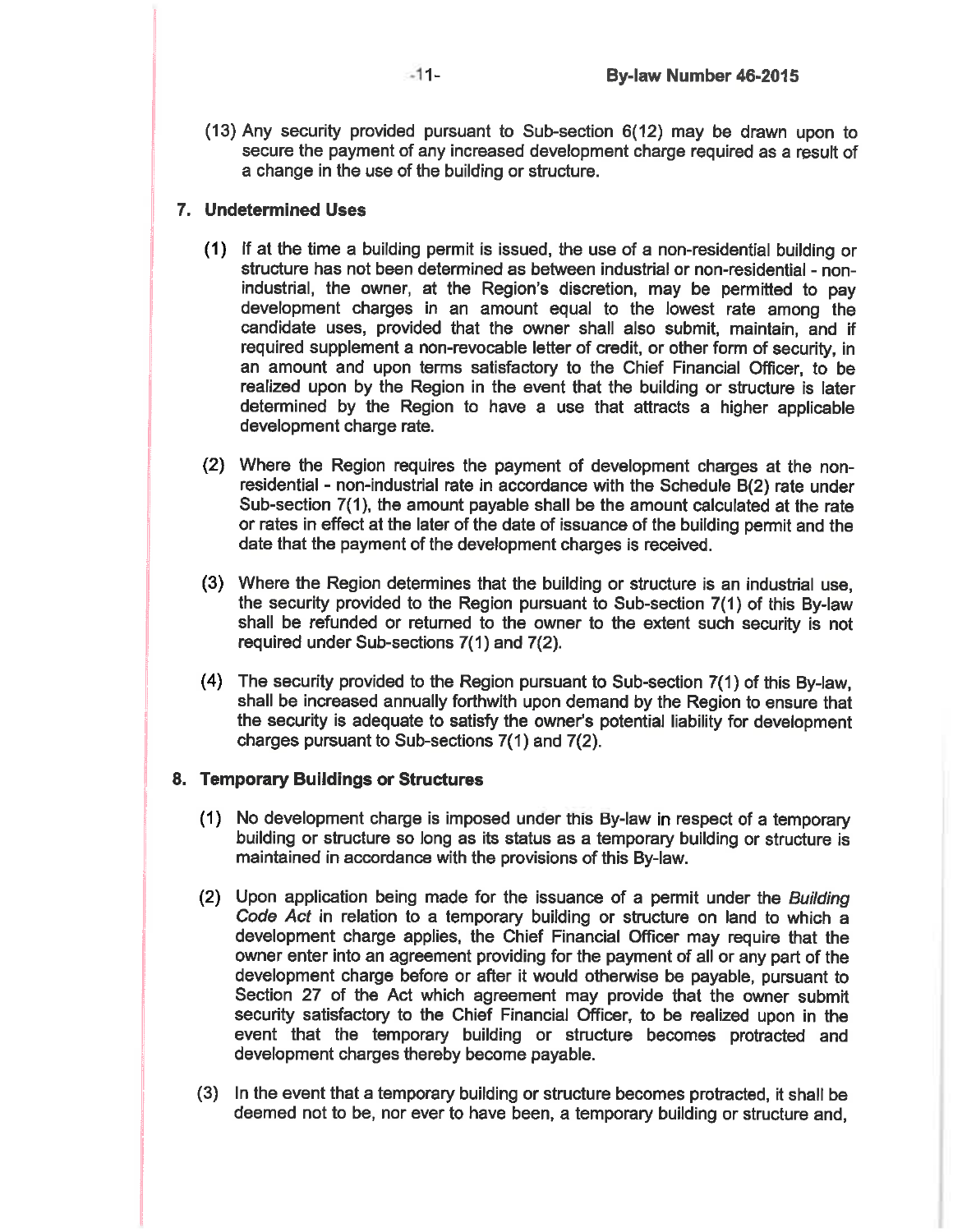(13) Any security provided pursuant to Sub-section 6(12) may be drawn upon to secure the payment of any increased development charge required as a result of a change in the use of the building or structure.

## 7. Undetermined Uses

(1) If at the time a building permit is issued, the use of a non-residential building or structure has not been determined as between industrial or non-residential - non-industrial, the owner, at the Region's discretion, may be permitted to pay development charges in an amount equal to the lowest rate among the candidate uses, provided that the owner shall also submit, maintain, and if required supplement a non-revocable letter of credit, or other form of security, in an amount and upon terms satisfactory to the Chief Financial Officer, to be realized upon by the Region in the event that the building or structure is later determined by the Region to have a use that attracts a higher applicable development charge rate.

(2) Where the Region requires the payment of development charges at the non-residential - non-industrial rate in accordance with the Schedule B(2) rate under Sub-section 7(1), the amount payable shall be the amount calculated at the rate or rates in effect at the later of the date of issuance of the building permit and the date that the payment of the development charges is received.

(3) Where the Region determines that the building or structure is an industrial use, the security provided to the Region pursuant to Sub-section 7(1) of this By-law shall be refunded or returned to the owner to the extent such security is not required under Sub-sections 7(1) and 7(2).

(4) The security provided to the Region pursuant to Sub-section 7(1) of this By-law, shall be increased annually forthwith upon demand by the Region to ensure that the security is adequate to satisfy the owner's potential liability for development charges pursuant to Sub-sections 7(1) and 7(2).

## 8. Temporary Buildings or Structures

(1) No development charge is imposed under this By-law in respect of a temporary building or structure so long as its status as a temporary building or structure is maintained in accordance with the provisions of this By-law.

(2) Upon application being made for the issuance of a permit under the *Building Code Act* in relation to a temporary building or structure on land to which a development charge applies, the Chief Financial Officer may require that the owner enter into an agreement providing for the payment of all or any part of the development charge before or after it would otherwise be payable, pursuant to Section 27 of the Act which agreement may provide that the owner submit security satisfactory to the Chief Financial Officer, to be realized upon in the event that the temporary building or structure becomes protracted and development charges thereby become payable.

(3) In the event that a temporary building or structure becomes protracted, it shall be deemed not to be, nor ever to have been, a temporary building or structure and,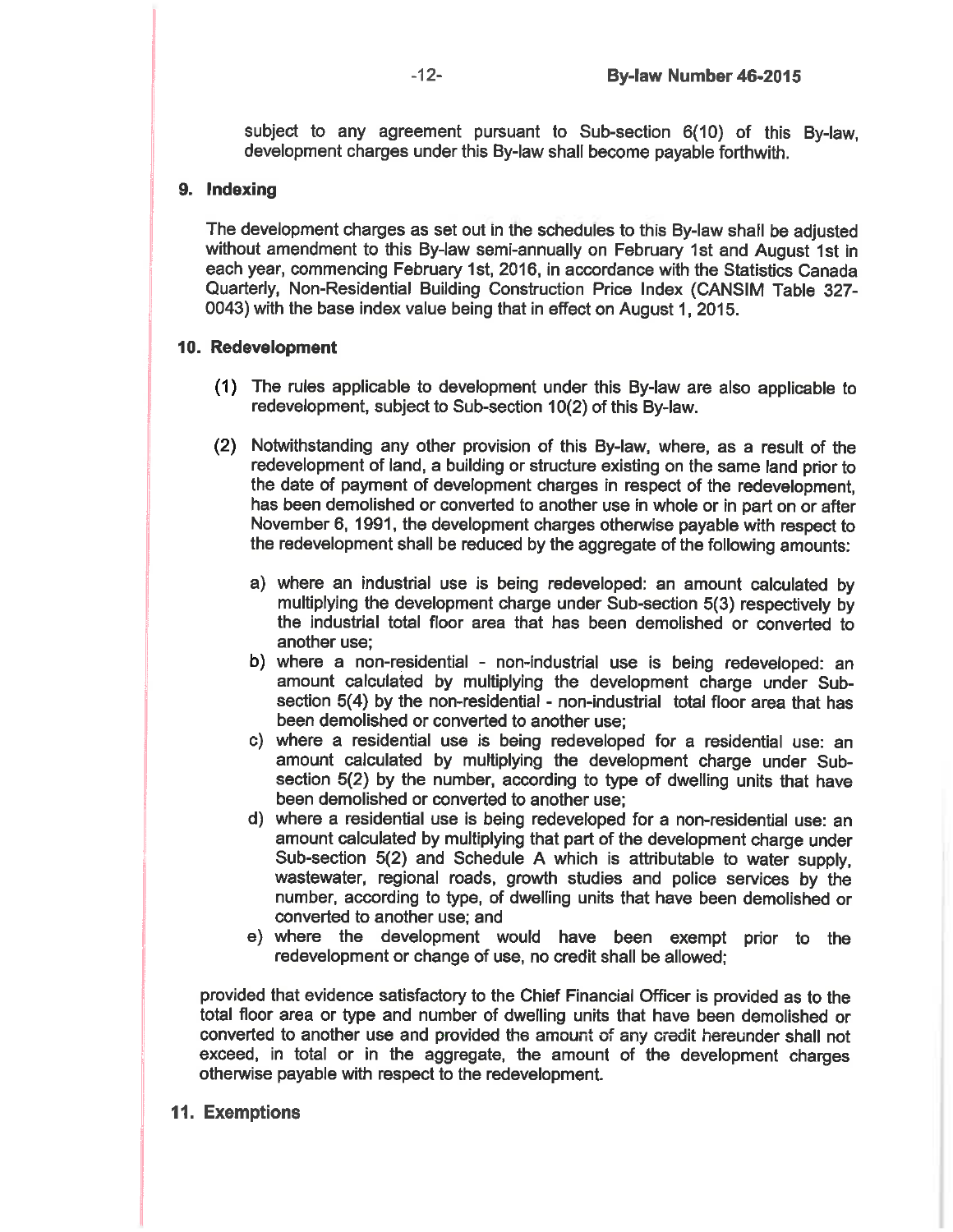subject to any agreement pursuant to Sub-section 6(10) of this By-law, development charges under this By-law shall become payable forthwith.

## 9. Indexing

The development charges as set out in the schedules to this By-law shall be adjusted without amendment to this By-law semi-annually on February 1st and August 1st in each year, commencing February 1st, 2016, in accordance with the Statistics Canada Quarterly, Non-Residential Building Construction Price Index (CANSIM Table 327-0043) with the base index value being that in effect on August 1, 2015.

## 10. Redevelopment

(1) The rules applicable to development under this By-law are also applicable to redevelopment, subject to Sub-section 10(2) of this By-law.

(2) Notwithstanding any other provision of this By-law, where, as a result of the redevelopment of land, a building or structure existing on the same land prior to the date of payment of development charges in respect of the redevelopment, has been demolished or converted to another use in whole or in part on or after November 6, 1991, the development charges otherwise payable with respect to the redevelopment shall be reduced by the aggregate of the following amounts:

a) where an industrial use is being redeveloped: an amount calculated by multiplying the development charge under Sub-section 5(3) respectively by the industrial total floor area that has been demolished or converted to another use;

b) where a non-residential - non-industrial use is being redeveloped: an amount calculated by multiplying the development charge under Sub-section 5(4) by the non-residential - non-industrial total floor area that has been demolished or converted to another use;

c) where a residential use is being redeveloped for a residential use: an amount calculated by multiplying the development charge under Sub-section 5(2) by the number, according to type of dwelling units that have been demolished or converted to another use;

d) where a residential use is being redeveloped for a non-residential use: an amount calculated by multiplying that part of the development charge under Sub-section 5(2) and Schedule A which is attributable to water supply, wastewater, regional roads, growth studies and police services by the number, according to type, of dwelling units that have been demolished or converted to another use; and

e) where the development would have been exempt prior to the redevelopment or change of use, no credit shall be allowed;

provided that evidence satisfactory to the Chief Financial Officer is provided as to the total floor area or type and number of dwelling units that have been demolished or converted to another use and provided the amount of any credit hereunder shall not exceed, in total or in the aggregate, the amount of the development charges otherwise payable with respect to the redevelopment.

## 11. Exemptions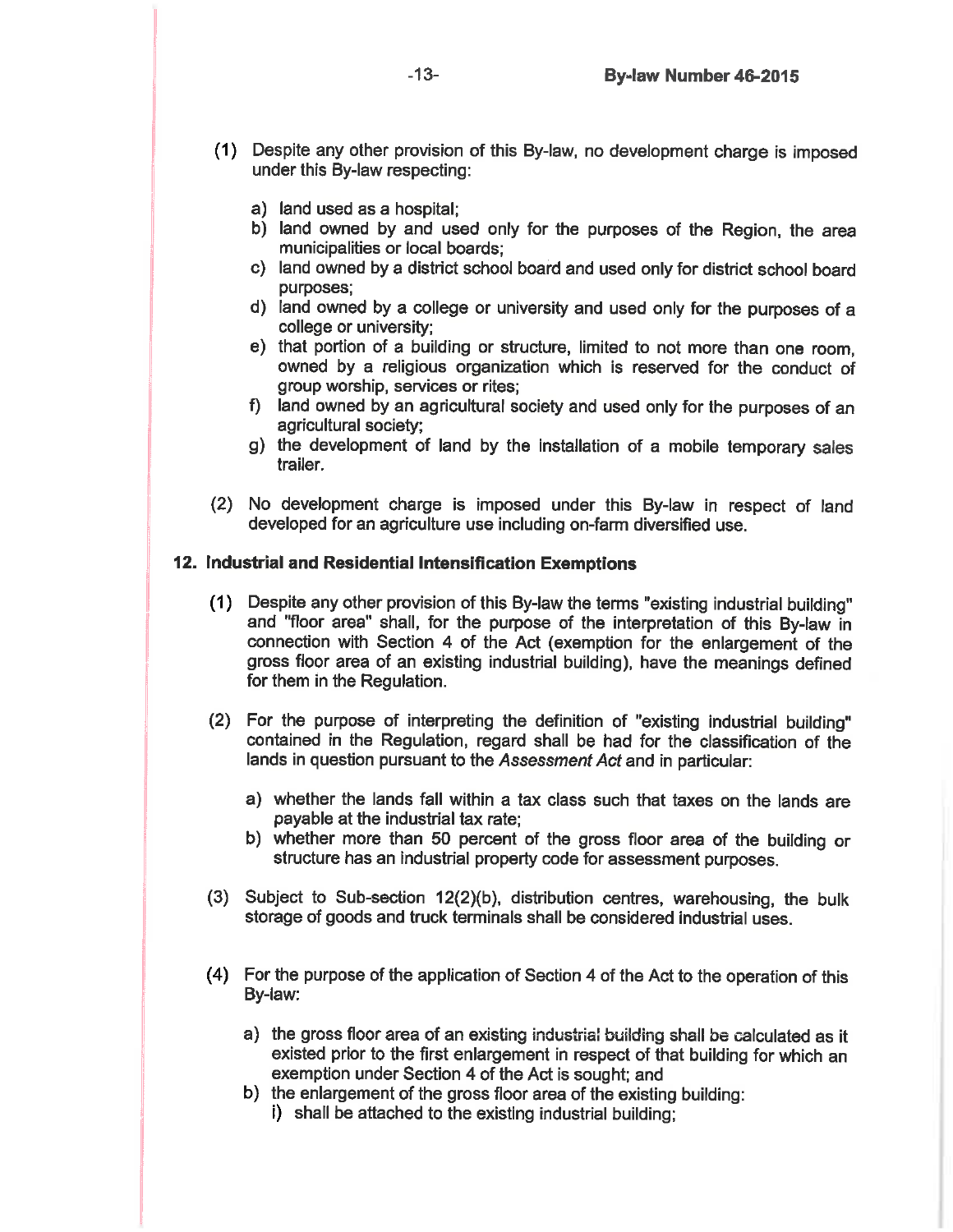(1) Despite any other provision of this By-law, no development charge is imposed under this By-law respecting:

a) land used as a hospital;
b) land owned by and used only for the purposes of the Region, the area municipalities or local boards;
c) land owned by a district school board and used only for district school board purposes;
d) land owned by a college or university and used only for the purposes of a college or university;
e) that portion of a building or structure, limited to not more than one room, owned by a religious organization which is reserved for the conduct of group worship, services or rites;
f) land owned by an agricultural society and used only for the purposes of an agricultural society;
g) the development of land by the installation of a mobile temporary sales trailer.

(2) No development charge is imposed under this By-law in respect of land developed for an agriculture use including on-farm diversified use.

## 12. Industrial and Residential Intensification Exemptions

(1) Despite any other provision of this By-law the terms "existing industrial building" and "floor area" shall, for the purpose of the interpretation of this By-law in connection with Section 4 of the Act (exemption for the enlargement of the gross floor area of an existing industrial building), have the meanings defined for them in the Regulation.

(2) For the purpose of interpreting the definition of "existing industrial building" contained in the Regulation, regard shall be had for the classification of the lands in question pursuant to the *Assessment Act* and in particular:

a) whether the lands fall within a tax class such that taxes on the lands are payable at the industrial tax rate;
b) whether more than 50 percent of the gross floor area of the building or structure has an industrial property code for assessment purposes.

(3) Subject to Sub-section 12(2)(b), distribution centres, warehousing, the bulk storage of goods and truck terminals shall be considered industrial uses.

(4) For the purpose of the application of Section 4 of the Act to the operation of this By-law:

a) the gross floor area of an existing industrial building shall be calculated as it existed prior to the first enlargement in respect of that building for which an exemption under Section 4 of the Act is sought; and
b) the enlargement of the gross floor area of the existing building:
   i) shall be attached to the existing industrial building;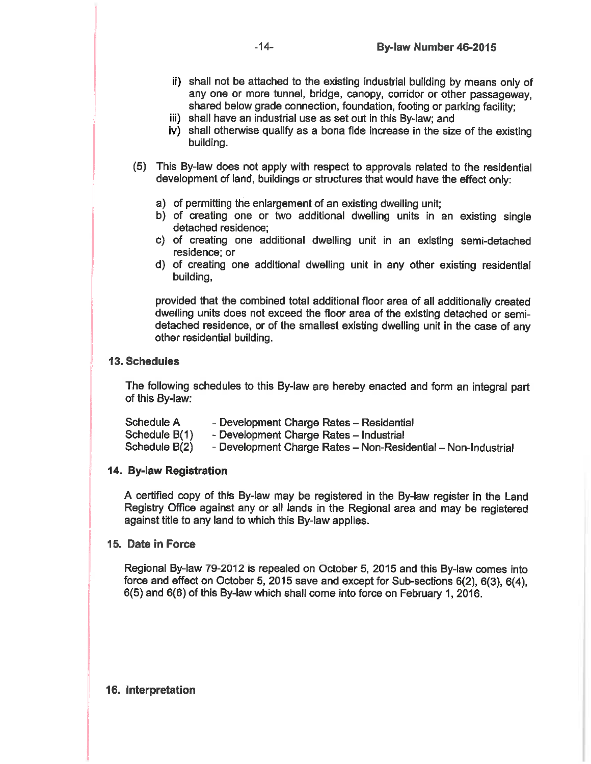ii) shall not be attached to the existing industrial building by means only of any one or more tunnel, bridge, canopy, corridor or other passageway, shared below grade connection, foundation, footing or parking facility;

iii) shall have an industrial use as set out in this By-law; and

iv) shall otherwise qualify as a bona fide increase in the size of the existing building.

(5) This By-law does not apply with respect to approvals related to the residential development of land, buildings or structures that would have the effect only:

a) of permitting the enlargement of an existing dwelling unit;

b) of creating one or two additional dwelling units in an existing single detached residence;

c) of creating one additional dwelling unit in an existing semi-detached residence; or

d) of creating one additional dwelling unit in any other existing residential building,

provided that the combined total additional floor area of all additionally created dwelling units does not exceed the floor area of the existing detached or semi-detached residence, or of the smallest existing dwelling unit in the case of any other residential building.

## 13. Schedules

The following schedules to this By-law are hereby enacted and form an integral part of this By-law:

| | |
|---|---|
| Schedule A | - Development Charge Rates – Residential |
| Schedule B(1) | - Development Charge Rates – Industrial |
| Schedule B(2) | - Development Charge Rates – Non-Residential – Non-Industrial |

## 14. By-law Registration

A certified copy of this By-law may be registered in the By-law register in the Land Registry Office against any or all lands in the Regional area and may be registered against title to any land to which this By-law applies.

## 15. Date in Force

Regional By-law 79-2012 is repealed on October 5, 2015 and this By-law comes into force and effect on October 5, 2015 save and except for Sub-sections 6(2), 6(3), 6(4), 6(5) and 6(6) of this By-law which shall come into force on February 1, 2016.

## 16. Interpretation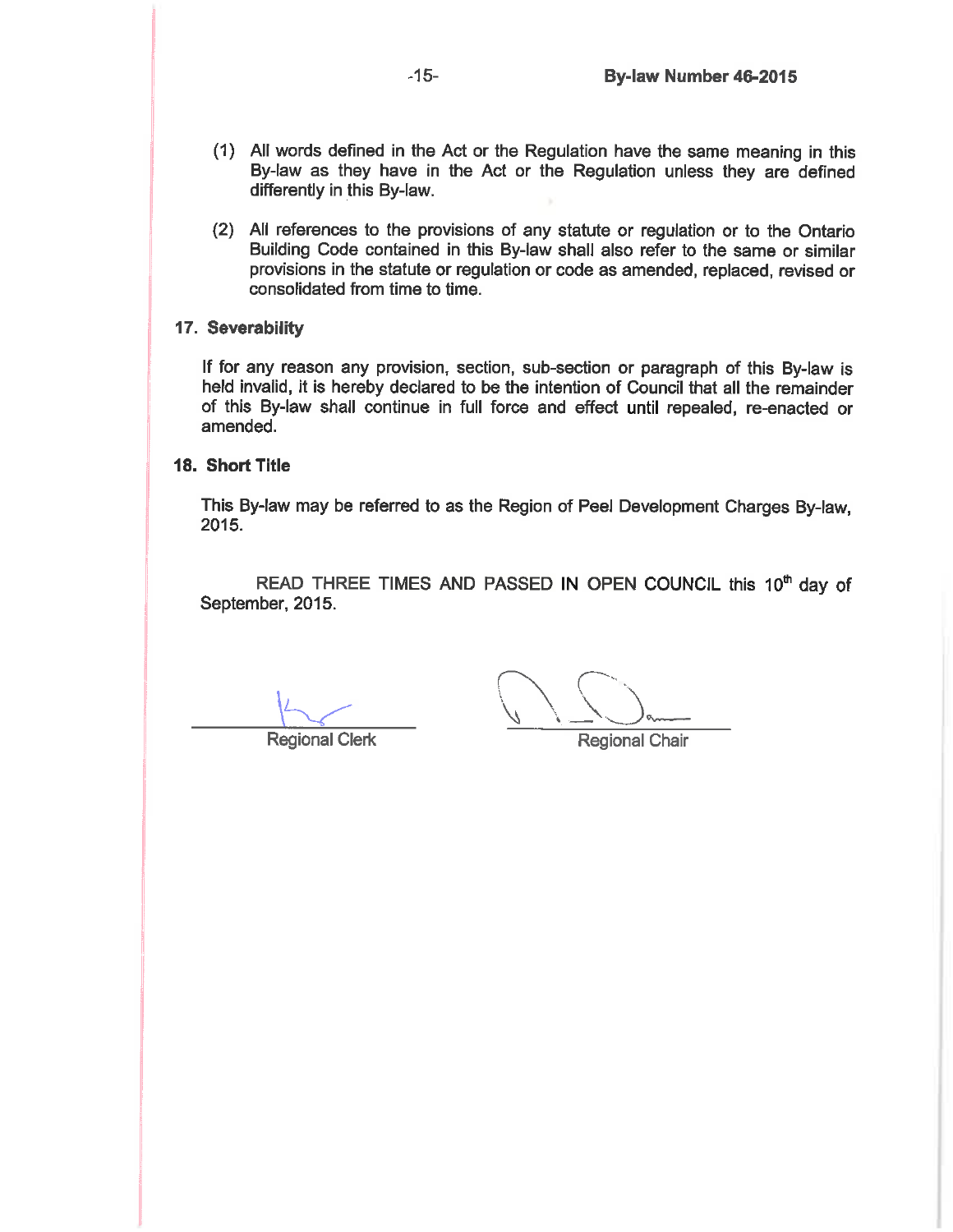(1) All words defined in the Act or the Regulation have the same meaning in this By-law as they have in the Act or the Regulation unless they are defined differently in this By-law.

(2) All references to the provisions of any statute or regulation or to the Ontario Building Code contained in this By-law shall also refer to the same or similar provisions in the statute or regulation or code as amended, replaced, revised or consolidated from time to time.

**17. Severability**

If for any reason any provision, section, sub-section or paragraph of this By-law is held invalid, it is hereby declared to be the intention of Council that all the remainder of this By-law shall continue in full force and effect until repealed, re-enacted or amended.

**18. Short Title**

This By-law may be referred to as the Region of Peel Development Charges By-law, 2015.

READ THREE TIMES AND PASSED IN OPEN COUNCIL this 10th day of September, 2015.

Regional Clerk

Regional Chair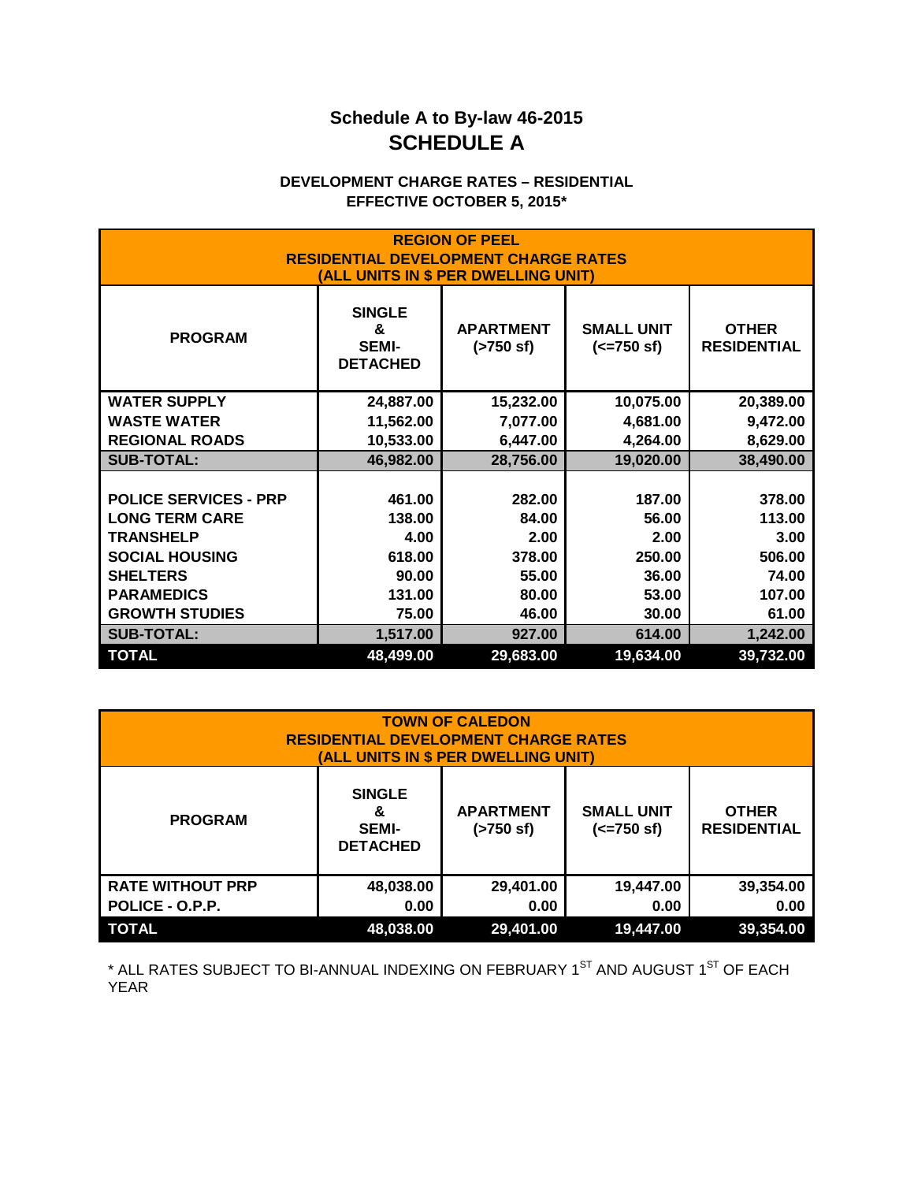## Schedule A to By-law 46-2015

# SCHEDULE A

**DEVELOPMENT CHARGE RATES – RESIDENTIAL**
**EFFECTIVE OCTOBER 5, 2015***

**REGION OF PEEL**
**RESIDENTIAL DEVELOPMENT CHARGE RATES**
**(ALL UNITS IN $ PER DWELLING UNIT)**

| PROGRAM | SINGLE & SEMI-DETACHED | APARTMENT (>750 sf) | SMALL UNIT (<=750 sf) | OTHER RESIDENTIAL |
|---|---|---|---|---|
| WATER SUPPLY | 24,887.00 | 15,232.00 | 10,075.00 | 20,389.00 |
| WASTE WATER | 11,562.00 | 7,077.00 | 4,681.00 | 9,472.00 |
| REGIONAL ROADS | 10,533.00 | 6,447.00 | 4,264.00 | 8,629.00 |
| **SUB-TOTAL:** | **46,982.00** | **28,756.00** | **19,020.00** | **38,490.00** |
| POLICE SERVICES - PRP | 461.00 | 282.00 | 187.00 | 378.00 |
| LONG TERM CARE | 138.00 | 84.00 | 56.00 | 113.00 |
| TRANSHELP | 4.00 | 2.00 | 2.00 | 3.00 |
| SOCIAL HOUSING | 618.00 | 378.00 | 250.00 | 506.00 |
| SHELTERS | 90.00 | 55.00 | 36.00 | 74.00 |
| PARAMEDICS | 131.00 | 80.00 | 53.00 | 107.00 |
| GROWTH STUDIES | 75.00 | 46.00 | 30.00 | 61.00 |
| **SUB-TOTAL:** | **1,517.00** | **927.00** | **614.00** | **1,242.00** |
| **TOTAL** | **48,499.00** | **29,683.00** | **19,634.00** | **39,732.00** |

**TOWN OF CALEDON**
**RESIDENTIAL DEVELOPMENT CHARGE RATES**
**(ALL UNITS IN $ PER DWELLING UNIT)**

| PROGRAM | SINGLE & SEMI-DETACHED | APARTMENT (>750 sf) | SMALL UNIT (<=750 sf) | OTHER RESIDENTIAL |
|---|---|---|---|---|
| RATE WITHOUT PRP | 48,038.00 | 29,401.00 | 19,447.00 | 39,354.00 |
| POLICE - O.P.P. | 0.00 | 0.00 | 0.00 | 0.00 |
| **TOTAL** | **48,038.00** | **29,401.00** | **19,447.00** | **39,354.00** |

* ALL RATES SUBJECT TO BI-ANNUAL INDEXING ON FEBRUARY 1ST AND AUGUST 1ST OF EACH YEAR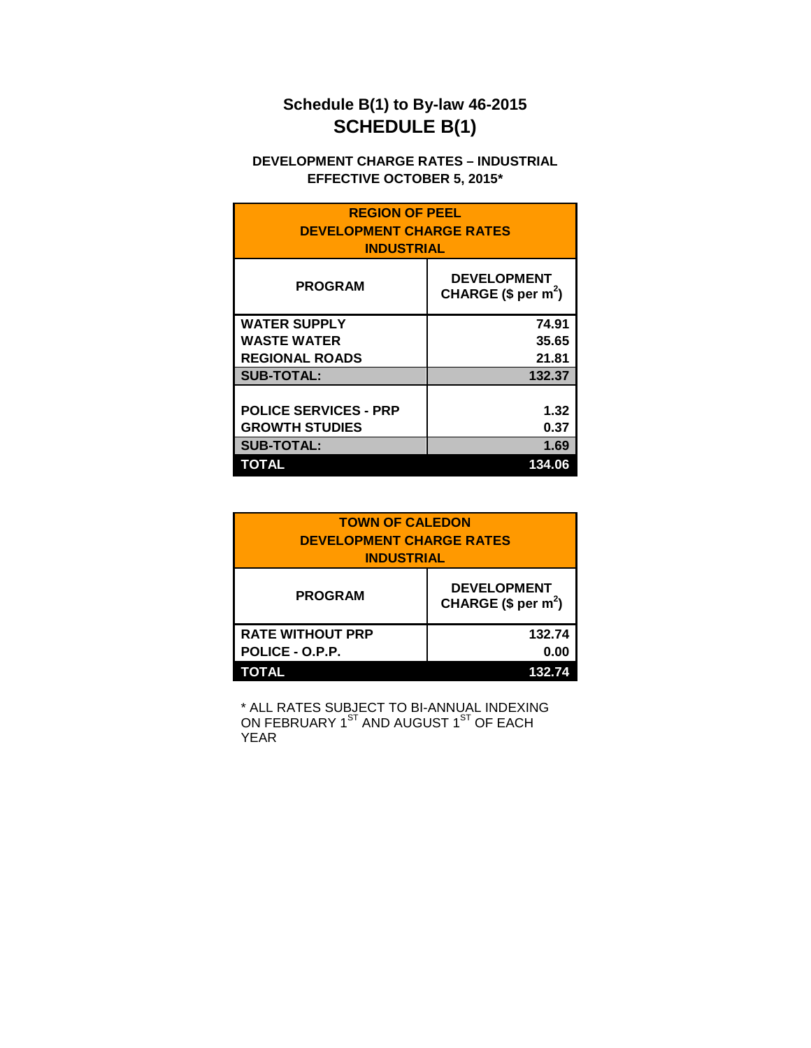# Schedule B(1) to By-law 46-2015

## SCHEDULE B(1)

**DEVELOPMENT CHARGE RATES – INDUSTRIAL**
**EFFECTIVE OCTOBER 5, 2015***

| REGION OF PEEL DEVELOPMENT CHARGE RATES INDUSTRIAL | |
|---|---|
| **PROGRAM** | **DEVELOPMENT CHARGE ($ per $m^2$)** |
| WATER SUPPLY | 74.91 |
| WASTE WATER | 35.65 |
| REGIONAL ROADS | 21.81 |
| **SUB-TOTAL:** | **132.37** |
| | |
| POLICE SERVICES - PRP | 1.32 |
| GROWTH STUDIES | 0.37 |
| **SUB-TOTAL:** | **1.69** |
| **TOTAL** | **134.06** |

| TOWN OF CALEDON DEVELOPMENT CHARGE RATES INDUSTRIAL | |
|---|---|
| **PROGRAM** | **DEVELOPMENT CHARGE ($ per $m^2$)** |
| RATE WITHOUT PRP | 132.74 |
| POLICE - O.P.P. | 0.00 |
| **TOTAL** | **132.74** |

* ALL RATES SUBJECT TO BI-ANNUAL INDEXING ON FEBRUARY 1ST AND AUGUST 1ST OF EACH YEAR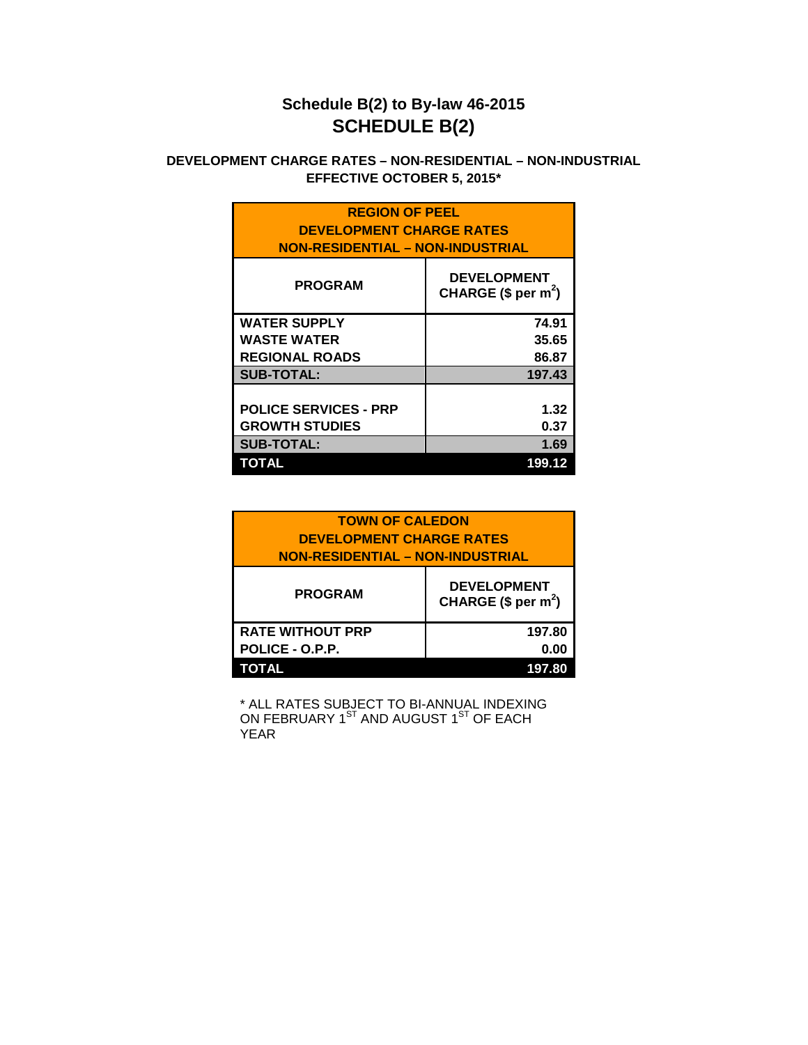# Schedule B(2) to By-law 46-2015

## SCHEDULE B(2)

**DEVELOPMENT CHARGE RATES – NON-RESIDENTIAL – NON-INDUSTRIAL**
**EFFECTIVE OCTOBER 5, 2015***

| REGION OF PEEL DEVELOPMENT CHARGE RATES NON-RESIDENTIAL – NON-INDUSTRIAL | |
|---|---|
| **PROGRAM** | **DEVELOPMENT CHARGE (\$ per $m^2$)** |
| WATER SUPPLY | 74.91 |
| WASTE WATER | 35.65 |
| REGIONAL ROADS | 86.87 |
| **SUB-TOTAL:** | **197.43** |
| POLICE SERVICES - PRP | 1.32 |
| GROWTH STUDIES | 0.37 |
| **SUB-TOTAL:** | **1.69** |
| **TOTAL** | **199.12** |

| TOWN OF CALEDON DEVELOPMENT CHARGE RATES NON-RESIDENTIAL – NON-INDUSTRIAL | |
|---|---|
| **PROGRAM** | **DEVELOPMENT CHARGE (\$ per $m^2$)** |
| RATE WITHOUT PRP | 197.80 |
| POLICE - O.P.P. | 0.00 |
| **TOTAL** | **197.80** |

* ALL RATES SUBJECT TO BI-ANNUAL INDEXING ON FEBRUARY 1ST AND AUGUST 1ST OF EACH YEAR